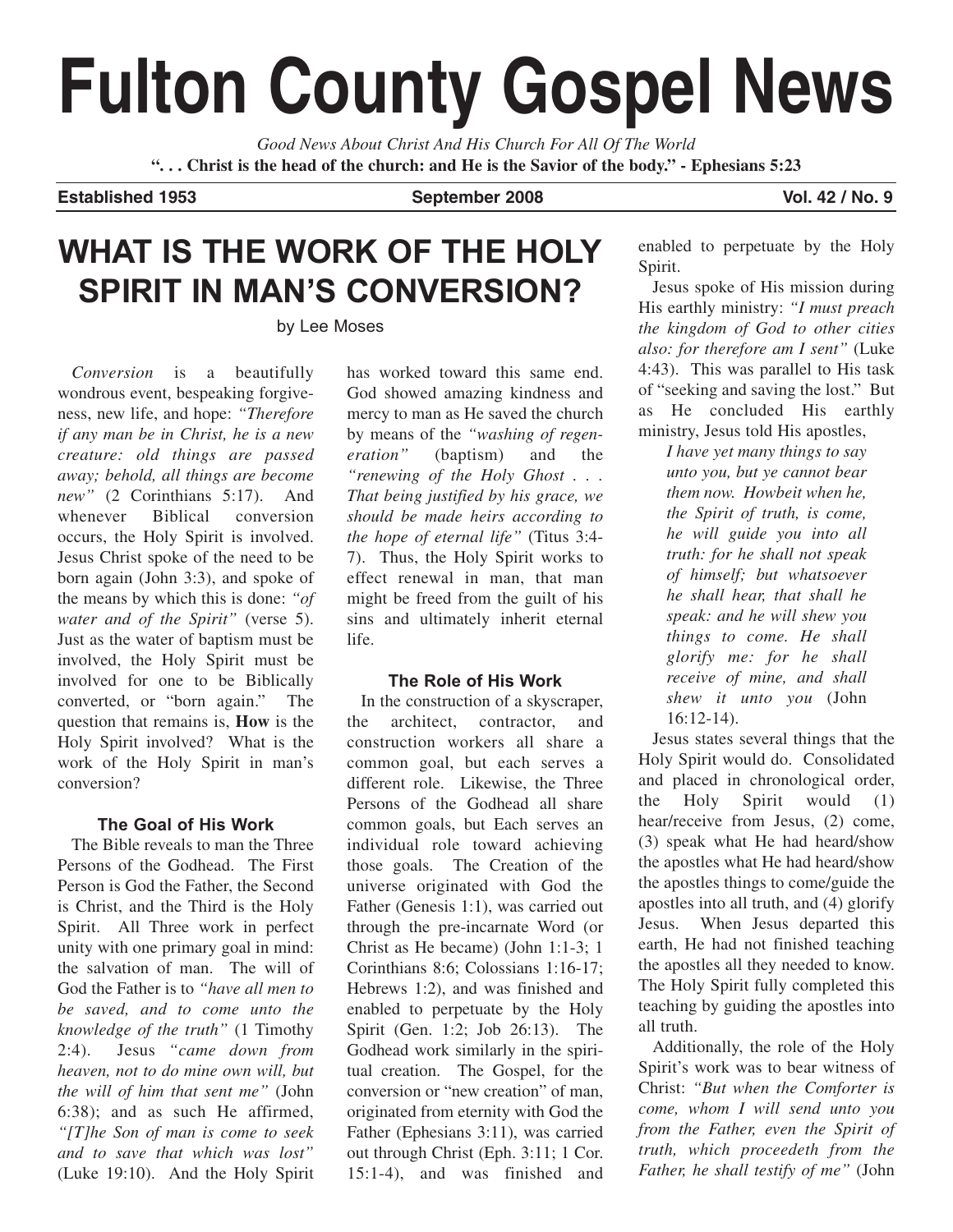# Fulton County Gospel News

*Good News About Christ And His Church For All Of The World*

**". . . Christ is the head of the church: and He is the Savior of the body." - Ephesians 5:23**

**Established 1953** **September 2008** **Vol. 42 / No. 9**

## WHAT IS THE WORK OF THE HOLY SPIRIT IN MAN'S CONVERSION?

by Lee Moses

*Conversion* is a beautifully wondrous event, bespeaking forgiveness, new life, and hope: *"Therefore if any man be in Christ, he is a new creature: old things are passed away; behold, all things are become new"* (2 Corinthians 5:17). And whenever Biblical conversion occurs, the Holy Spirit is involved. Jesus Christ spoke of the need to be born again (John 3:3), and spoke of the means by which this is done: *"of water and of the Spirit"* (verse 5). Just as the water of baptism must be involved, the Holy Spirit must be involved for one to be Biblically converted, or "born again." The question that remains is, **How** is the Holy Spirit involved? What is the work of the Holy Spirit in man's conversion?

### The Goal of His Work

The Bible reveals to man the Three Persons of the Godhead. The First Person is God the Father, the Second is Christ, and the Third is the Holy Spirit. All Three work in perfect unity with one primary goal in mind: the salvation of man. The will of God the Father is to *"have all men to be saved, and to come unto the knowledge of the truth"* (1 Timothy 2:4). Jesus *"came down from heaven, not to do mine own will, but the will of him that sent me"* (John 6:38); and as such He affirmed, *"[T]he Son of man is come to seek and to save that which was lost"* (Luke 19:10). And the Holy Spirit has worked toward this same end. God showed amazing kindness and mercy to man as He saved the church by means of the *"washing of regeneration"* (baptism) and the *"renewing of the Holy Ghost . . . That being justified by his grace, we should be made heirs according to the hope of eternal life"* (Titus 3:4-7). Thus, the Holy Spirit works to effect renewal in man, that man might be freed from the guilt of his sins and ultimately inherit eternal life.

### The Role of His Work

In the construction of a skyscraper, the architect, contractor, and construction workers all share a common goal, but each serves a different role. Likewise, the Three Persons of the Godhead all share common goals, but Each serves an individual role toward achieving those goals. The Creation of the universe originated with God the Father (Genesis 1:1), was carried out through the pre-incarnate Word (or Christ as He became) (John 1:1-3; 1 Corinthians 8:6; Colossians 1:16-17; Hebrews 1:2), and was finished and enabled to perpetuate by the Holy Spirit (Gen. 1:2; Job 26:13). The Godhead work similarly in the spiritual creation. The Gospel, for the conversion or "new creation" of man, originated from eternity with God the Father (Ephesians 3:11), was carried out through Christ (Eph. 3:11; 1 Cor. 15:1-4), and was finished and enabled to perpetuate by the Holy Spirit.

Jesus spoke of His mission during His earthly ministry: *"I must preach the kingdom of God to other cities also: for therefore am I sent"* (Luke 4:43). This was parallel to His task of "seeking and saving the lost." But as He concluded His earthly ministry, Jesus told His apostles,

> *I have yet many things to say unto you, but ye cannot bear them now. Howbeit when he, the Spirit of truth, is come, he will guide you into all truth: for he shall not speak of himself; but whatsoever he shall hear, that shall he speak: and he will shew you things to come. He shall glorify me: for he shall receive of mine, and shall shew it unto you* (John 16:12-14).

Jesus states several things that the Holy Spirit would do. Consolidated and placed in chronological order, the Holy Spirit would (1) hear/receive from Jesus, (2) come, (3) speak what He had heard/show the apostles what He had heard/show the apostles things to come/guide the apostles into all truth, and (4) glorify Jesus. When Jesus departed this earth, He had not finished teaching the apostles all they needed to know. The Holy Spirit fully completed this teaching by guiding the apostles into all truth.

Additionally, the role of the Holy Spirit's work was to bear witness of Christ: *"But when the Comforter is come, whom I will send unto you from the Father, even the Spirit of truth, which proceedeth from the Father, he shall testify of me"* (John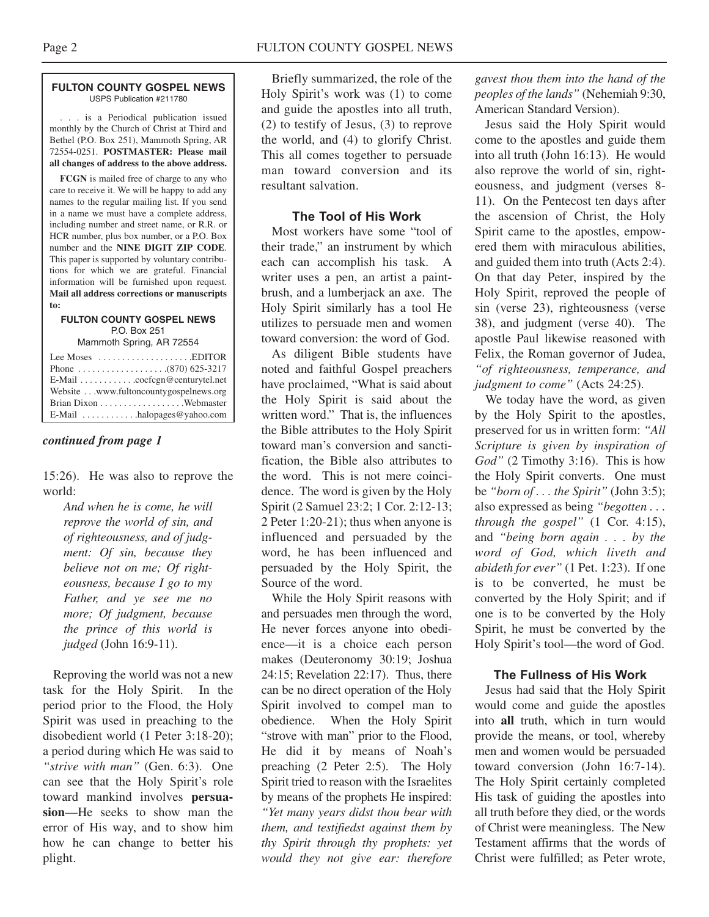**FULTON COUNTY GOSPEL NEWS**
USPS Publication #211780

. . . is a Periodical publication issued monthly by the Church of Christ at Third and Bethel (P.O. Box 251), Mammoth Spring, AR 72554-0251. **POSTMASTER: Please mail all changes of address to the above address.**

**FCGN** is mailed free of charge to any who care to receive it. We will be happy to add any names to the regular mailing list. If you send in a name we must have a complete address, including number and street name, or R.R. or HCR number, plus box number, or a P.O. Box number and the **NINE DIGIT ZIP CODE**. This paper is supported by voluntary contributions for which we are grateful. Financial information will be furnished upon request. **Mail all address corrections or manuscripts to:**

**FULTON COUNTY GOSPEL NEWS**
P.O. Box 251
Mammoth Spring, AR 72554

Lee Moses . . . . . . . . . . . . . . . . . . . .EDITOR
Phone . . . . . . . . . . . . . . . . . . .(870) 625-3217
E-Mail . . . . . . . . . . . .cocfcgn@centurytel.net
Website . . .www.fultoncountygospelnews.org
Brian Dixon . . . . . . . . . . . . . . . . . .Webmaster
E-Mail . . . . . . . . . . . .halopages@yahoo.com

***continued from page 1***

15:26). He was also to reprove the world:

> *And when he is come, he will reprove the world of sin, and of righteousness, and of judgment: Of sin, because they believe not on me; Of righteousness, because I go to my Father, and ye see me no more; Of judgment, because the prince of this world is judged* (John 16:9-11).

Reproving the world was not a new task for the Holy Spirit. In the period prior to the Flood, the Holy Spirit was used in preaching to the disobedient world (1 Peter 3:18-20); a period during which He was said to *"strive with man"* (Gen. 6:3). One can see that the Holy Spirit's role toward mankind involves **persuasion**—He seeks to show man the error of His way, and to show him how he can change to better his plight.

Briefly summarized, the role of the Holy Spirit's work was (1) to come and guide the apostles into all truth, (2) to testify of Jesus, (3) to reprove the world, and (4) to glorify Christ. This all comes together to persuade man toward conversion and its resultant salvation.

### The Tool of His Work

Most workers have some "tool of their trade," an instrument by which each can accomplish his task. A writer uses a pen, an artist a paintbrush, and a lumberjack an axe. The Holy Spirit similarly has a tool He utilizes to persuade men and women toward conversion: the word of God.

As diligent Bible students have noted and faithful Gospel preachers have proclaimed, "What is said about the Holy Spirit is said about the written word." That is, the influences the Bible attributes to the Holy Spirit toward man's conversion and sanctification, the Bible also attributes to the word. This is not mere coincidence. The word is given by the Holy Spirit (2 Samuel 23:2; 1 Cor. 2:12-13; 2 Peter 1:20-21); thus when anyone is influenced and persuaded by the word, he has been influenced and persuaded by the Holy Spirit, the Source of the word.

While the Holy Spirit reasons with and persuades men through the word, He never forces anyone into obedience—it is a choice each person makes (Deuteronomy 30:19; Joshua 24:15; Revelation 22:17). Thus, there can be no direct operation of the Holy Spirit involved to compel man to obedience. When the Holy Spirit "strove with man" prior to the Flood, He did it by means of Noah's preaching (2 Peter 2:5). The Holy Spirit tried to reason with the Israelites by means of the prophets He inspired: *"Yet many years didst thou bear with them, and testifiedst against them by thy Spirit through thy prophets: yet would they not give ear: therefore gavest thou them into the hand of the peoples of the lands"* (Nehemiah 9:30, American Standard Version).

Jesus said the Holy Spirit would come to the apostles and guide them into all truth (John 16:13). He would also reprove the world of sin, righteousness, and judgment (verses 8-11). On the Pentecost ten days after the ascension of Christ, the Holy Spirit came to the apostles, empowered them with miraculous abilities, and guided them into truth (Acts 2:4). On that day Peter, inspired by the Holy Spirit, reproved the people of sin (verse 23), righteousness (verse 38), and judgment (verse 40). The apostle Paul likewise reasoned with Felix, the Roman governor of Judea, *"of righteousness, temperance, and judgment to come"* (Acts 24:25).

We today have the word, as given by the Holy Spirit to the apostles, preserved for us in written form: *"All Scripture is given by inspiration of God"* (2 Timothy 3:16). This is how the Holy Spirit converts. One must be *"born of . . . the Spirit"* (John 3:5); also expressed as being *"begotten . . . through the gospel"* (1 Cor. 4:15), and *"being born again . . . by the word of God, which liveth and abideth for ever"* (1 Pet. 1:23). If one is to be converted, he must be converted by the Holy Spirit; and if one is to be converted by the Holy Spirit, he must be converted by the Holy Spirit's tool—the word of God.

### The Fullness of His Work

Jesus had said that the Holy Spirit would come and guide the apostles into **all** truth, which in turn would provide the means, or tool, whereby men and women would be persuaded toward conversion (John 16:7-14). The Holy Spirit certainly completed His task of guiding the apostles into all truth before they died, or the words of Christ were meaningless. The New Testament affirms that the words of Christ were fulfilled; as Peter wrote,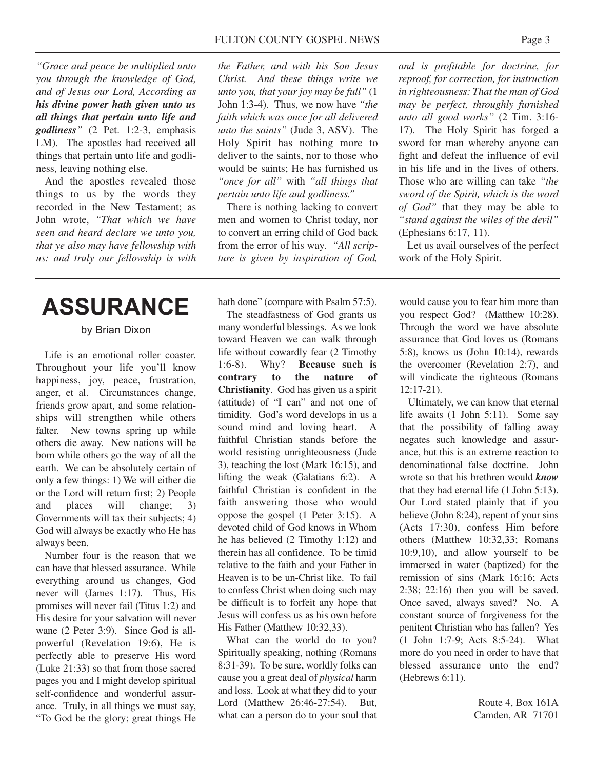*"Grace and peace be multiplied unto you through the knowledge of God, and of Jesus our Lord, According as* ***his divine power hath given unto us all things that pertain unto life and godliness****"* (2 Pet. 1:2-3, emphasis LM). The apostles had received **all** things that pertain unto life and godliness, leaving nothing else.

And the apostles revealed those things to us by the words they recorded in the New Testament; as John wrote, *"That which we have seen and heard declare we unto you, that ye also may have fellowship with us: and truly our fellowship is with the Father, and with his Son Jesus Christ. And these things write we unto you, that your joy may be full"* (1 John 1:3-4). Thus, we now have *"the faith which was once for all delivered unto the saints"* (Jude 3, ASV). The Holy Spirit has nothing more to deliver to the saints, nor to those who would be saints; He has furnished us *"once for all"* with *"all things that pertain unto life and godliness."*

There is nothing lacking to convert men and women to Christ today, nor to convert an erring child of God back from the error of his way. *"All scripture is given by inspiration of God, and is profitable for doctrine, for reproof, for correction, for instruction in righteousness: That the man of God may be perfect, throughly furnished unto all good works"* (2 Tim. 3:16-17). The Holy Spirit has forged a sword for man whereby anyone can fight and defeat the influence of evil in his life and in the lives of others. Those who are willing can take *"the sword of the Spirit, which is the word of God"* that they may be able to *"stand against the wiles of the devil"* (Ephesians 6:17, 11).

Let us avail ourselves of the perfect work of the Holy Spirit.

# ASSURANCE

by Brian Dixon

Life is an emotional roller coaster. Throughout your life you'll know happiness, joy, peace, frustration, anger, et al. Circumstances change, friends grow apart, and some relationships will strengthen while others falter. New towns spring up while others die away. New nations will be born while others go the way of all the earth. We can be absolutely certain of only a few things: 1) We will either die or the Lord will return first; 2) People and places will change; 3) Governments will tax their subjects; 4) God will always be exactly who He has always been.

Number four is the reason that we can have that blessed assurance. While everything around us changes, God never will (James 1:17). Thus, His promises will never fail (Titus 1:2) and His desire for your salvation will never wane (2 Peter 3:9). Since God is all-powerful (Revelation 19:6), He is perfectly able to preserve His word (Luke 21:33) so that from those sacred pages you and I might develop spiritual self-confidence and wonderful assurance. Truly, in all things we must say, "To God be the glory; great things He hath done" (compare with Psalm 57:5).

The steadfastness of God grants us many wonderful blessings. As we look toward Heaven we can walk through life without cowardly fear (2 Timothy 1:6-8). Why? **Because such is contrary to the nature of Christianity**. God has given us a spirit (attitude) of "I can" and not one of timidity. God's word develops in us a sound mind and loving heart. A faithful Christian stands before the world resisting unrighteousness (Jude 3), teaching the lost (Mark 16:15), and lifting the weak (Galatians 6:2). A faithful Christian is confident in the faith answering those who would oppose the gospel (1 Peter 3:15). A devoted child of God knows in Whom he has believed (2 Timothy 1:12) and therein has all confidence. To be timid relative to the faith and your Father in Heaven is to be un-Christ like. To fail to confess Christ when doing such may be difficult is to forfeit any hope that Jesus will confess us as his own before His Father (Matthew 10:32,33).

What can the world do to you? Spiritually speaking, nothing (Romans 8:31-39). To be sure, worldly folks can cause you a great deal of *physical* harm and loss. Look at what they did to your Lord (Matthew 26:46-27:54). But, what can a person do to your soul that would cause you to fear him more than you respect God? (Matthew 10:28). Through the word we have absolute assurance that God loves us (Romans 5:8), knows us (John 10:14), rewards the overcomer (Revelation 2:7), and will vindicate the righteous (Romans 12:17-21).

Ultimately, we can know that eternal life awaits (1 John 5:11). Some say that the possibility of falling away negates such knowledge and assurance, but this is an extreme reaction to denominational false doctrine. John wrote so that his brethren would ***know*** that they had eternal life (1 John 5:13). Our Lord stated plainly that if you believe (John 8:24), repent of your sins (Acts 17:30), confess Him before others (Matthew 10:32,33; Romans 10:9,10), and allow yourself to be immersed in water (baptized) for the remission of sins (Mark 16:16; Acts 2:38; 22:16) then you will be saved. Once saved, always saved? No. A constant source of forgiveness for the penitent Christian who has fallen? Yes (1 John 1:7-9; Acts 8:5-24). What more do you need in order to have that blessed assurance unto the end? (Hebrews 6:11).

Route 4, Box 161A
Camden, AR 71701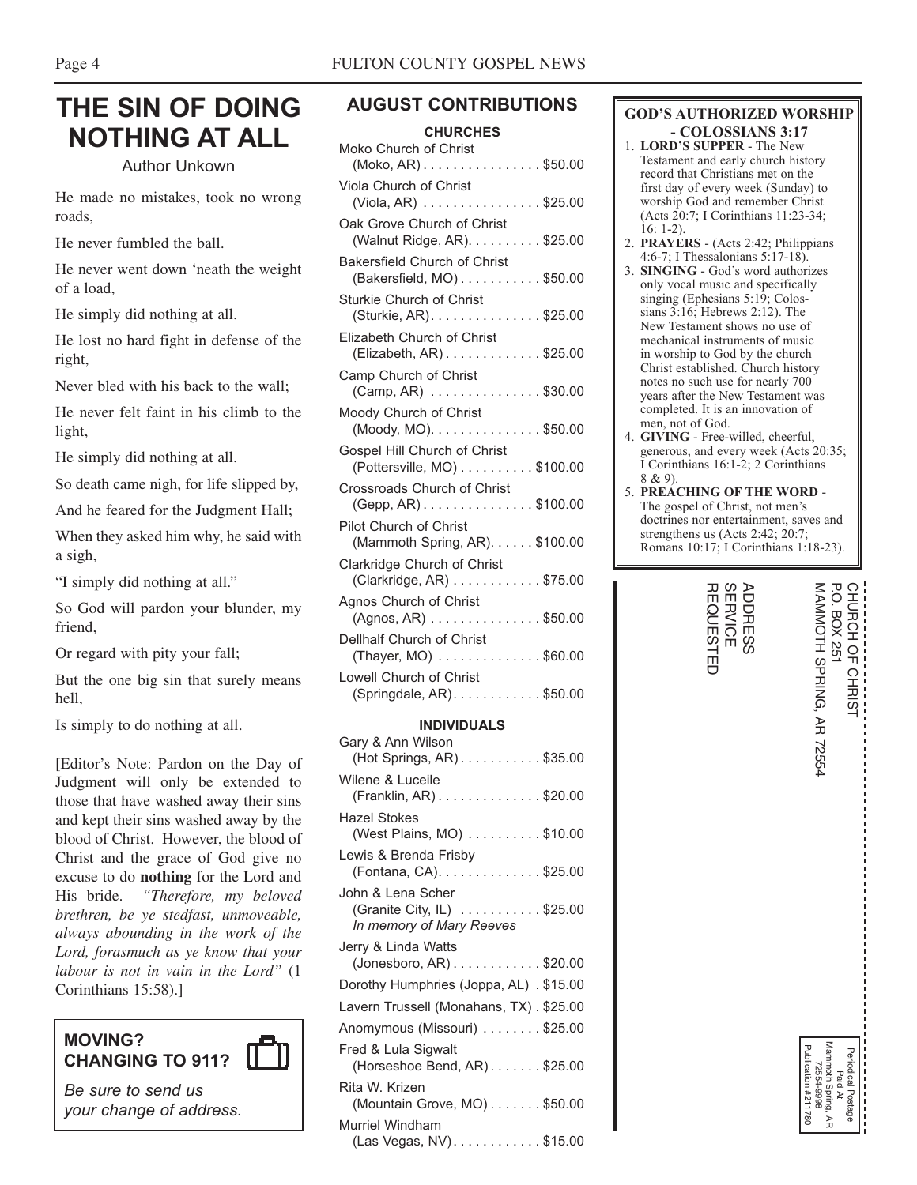# THE SIN OF DOING NOTHING AT ALL

Author Unkown

He made no mistakes, took no wrong roads,

He never fumbled the ball.

He never went down 'neath the weight of a load,

He simply did nothing at all.

He lost no hard fight in defense of the right,

Never bled with his back to the wall;

He never felt faint in his climb to the light,

He simply did nothing at all.

So death came nigh, for life slipped by,

And he feared for the Judgment Hall;

When they asked him why, he said with a sigh,

"I simply did nothing at all."

So God will pardon your blunder, my friend,

Or regard with pity your fall;

But the one big sin that surely means hell,

Is simply to do nothing at all.

[Editor's Note: Pardon on the Day of Judgment will only be extended to those that have washed away their sins and kept their sins washed away by the blood of Christ. However, the blood of Christ and the grace of God give no excuse to do **nothing** for the Lord and His bride. *"Therefore, my beloved brethren, be ye stedfast, unmoveable, always abounding in the work of the Lord, forasmuch as ye know that your labour is not in vain in the Lord"* (1 Corinthians 15:58).]

**MOVING? CHANGING TO 911?**

*Be sure to send us your change of address.*

## AUGUST CONTRIBUTIONS

### CHURCHES

Moko Church of Christ (Moko, AR) . . . . . . . . . . . . . . . . $50.00

Viola Church of Christ (Viola, AR) . . . . . . . . . . . . . . . . $25.00

Oak Grove Church of Christ (Walnut Ridge, AR). . . . . . . . . . $25.00

Bakersfield Church of Christ (Bakersfield, MO) . . . . . . . . . . . $50.00

Sturkie Church of Christ (Sturkie, AR). . . . . . . . . . . . . . . $25.00

Elizabeth Church of Christ (Elizabeth, AR) . . . . . . . . . . . . . $25.00

Camp Church of Christ (Camp, AR) . . . . . . . . . . . . . . . $30.00

Moody Church of Christ (Moody, MO). . . . . . . . . . . . . . . $50.00

Gospel Hill Church of Christ (Pottersville, MO) . . . . . . . . . . $100.00

Crossroads Church of Christ (Gepp, AR) . . . . . . . . . . . . . . . $100.00

Pilot Church of Christ (Mammoth Spring, AR). . . . . . $100.00

Clarkridge Church of Christ (Clarkridge, AR) . . . . . . . . . . . . $75.00

Agnos Church of Christ (Agnos, AR) . . . . . . . . . . . . . . . $50.00

Dellhalf Church of Christ (Thayer, MO) . . . . . . . . . . . . . . $60.00

Lowell Church of Christ (Springdale, AR). . . . . . . . . . . . $50.00

### INDIVIDUALS

Gary & Ann Wilson (Hot Springs, AR) . . . . . . . . . . . $35.00

Wilene & Luceile (Franklin, AR) . . . . . . . . . . . . . . $20.00

Hazel Stokes (West Plains, MO) . . . . . . . . . . $10.00

Lewis & Brenda Frisby (Fontana, CA). . . . . . . . . . . . . . $25.00

John & Lena Scher (Granite City, IL) . . . . . . . . . . . $25.00 *In memory of Mary Reeves*

Jerry & Linda Watts (Jonesboro, AR) . . . . . . . . . . . . $20.00

Dorothy Humphries (Joppa, AL) . $15.00

Lavern Trussell (Monahans, TX) . $25.00

Anomymous (Missouri) . . . . . . . . $25.00

Fred & Lula Sigwalt (Horseshoe Bend, AR) . . . . . . . $25.00

Rita W. Krizen (Mountain Grove, MO) . . . . . . . $50.00

Murriel Windham (Las Vegas, NV). . . . . . . . . . . . $15.00

## GOD'S AUTHORIZED WORSHIP - COLOSSIANS 3:17

1. **LORD'S SUPPER** - The New Testament and early church history record that Christians met on the first day of every week (Sunday) to worship God and remember Christ (Acts 20:7; I Corinthians 11:23-34; 16: 1-2).
2. **PRAYERS** - (Acts 2:42; Philippians 4:6-7; I Thessalonians 5:17-18).
3. **SINGING** - God's word authorizes only vocal music and specifically singing (Ephesians 5:19; Colossians 3:16; Hebrews 2:12). The New Testament shows no use of mechanical instruments of music in worship to God by the church Christ established. Church history notes no such use for nearly 700 years after the New Testament was completed. It is an innovation of men, not of God.
4. **GIVING** - Free-willed, cheerful, generous, and every week (Acts 20:35; I Corinthians 16:1-2; 2 Corinthians 8 & 9).
5. **PREACHING OF THE WORD** - The gospel of Christ, not men's doctrines nor entertainment, saves and strengthens us (Acts 2:42; 20:7; Romans 10:17; I Corinthians 1:18-23).

CHURCH OF CHRIST
P.O. BOX 251
MAMMOTH SPRING, AR 72554

ADDRESS SERVICE REQUESTED

Periodical Postage Paid At Mammoth Spring, AR 72554-9998 Publication #211780